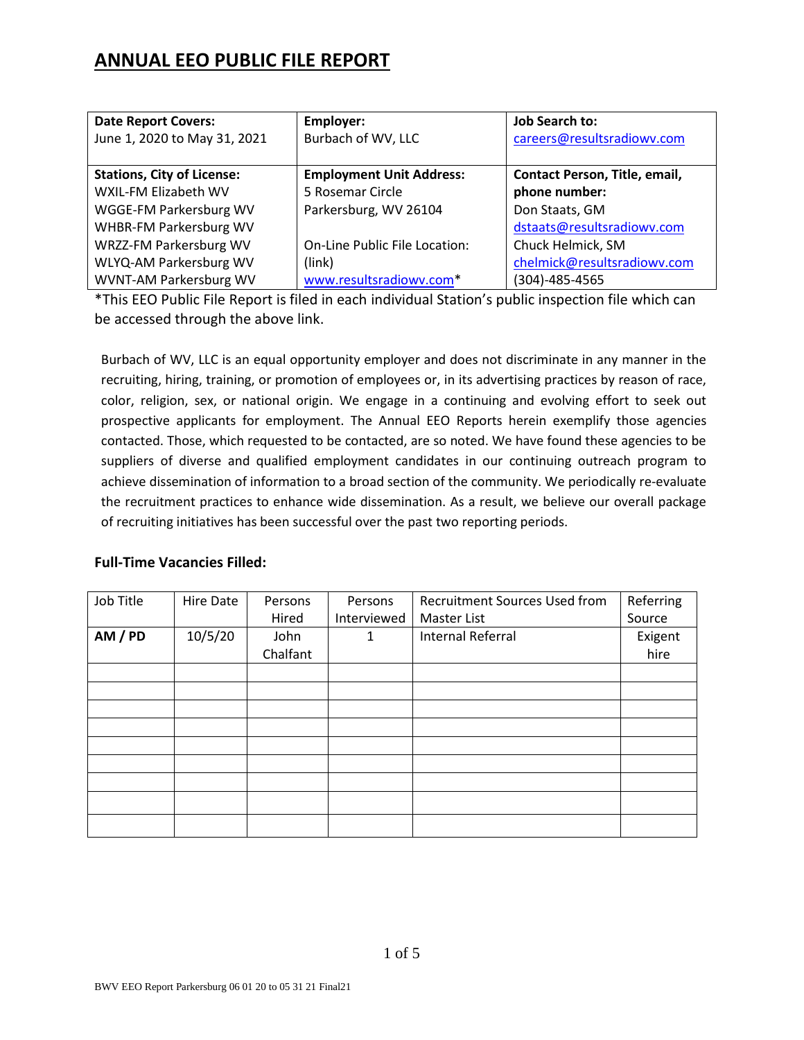# ANNUAL EEO PUBLIC FILE REPORT

| **Date Report Covers:**<br>June 1, 2020 to May 31, 2021 | **Employer:**<br>Burbach of WV, LLC | **Job Search to:**<br>careers@resultsradiowv.com |
|---|---|---|
| **Stations, City of License:**<br>WXIL-FM Elizabeth WV<br>WGGE-FM Parkersburg WV<br>WHBR-FM Parkersburg WV<br>WRZZ-FM Parkersburg WV<br>WLYQ-AM Parkersburg WV<br>WVNT-AM Parkersburg WV | **Employment Unit Address:**<br>5 Rosemar Circle<br>Parkersburg, WV 26104<br><br>On-Line Public File Location:<br>(link)<br>www.resultsradiowv.com* | **Contact Person, Title, email, phone number:**<br>Don Staats, GM<br>dstaats@resultsradiowv.com<br>Chuck Helmick, SM<br>chelmick@resultsradiowv.com<br>(304)-485-4565 |

*This EEO Public File Report is filed in each individual Station's public inspection file which can be accessed through the above link.

Burbach of WV, LLC is an equal opportunity employer and does not discriminate in any manner in the recruiting, hiring, training, or promotion of employees or, in its advertising practices by reason of race, color, religion, sex, or national origin. We engage in a continuing and evolving effort to seek out prospective applicants for employment. The Annual EEO Reports herein exemplify those agencies contacted. Those, which requested to be contacted, are so noted. We have found these agencies to be suppliers of diverse and qualified employment candidates in our continuing outreach program to achieve dissemination of information to a broad section of the community. We periodically re-evaluate the recruitment practices to enhance wide dissemination. As a result, we believe our overall package of recruiting initiatives has been successful over the past two reporting periods.

**Full-Time Vacancies Filled:**

| Job Title | Hire Date | Persons Hired | Persons Interviewed | Recruitment Sources Used from Master List | Referring Source |
|---|---|---|---|---|---|
| **AM / PD** | 10/5/20 | John Chalfant | 1 | Internal Referral | Exigent hire |
| | | | | | |
| | | | | | |
| | | | | | |
| | | | | | |
| | | | | | |
| | | | | | |
| | | | | | |
| | | | | | |
| | | | | | |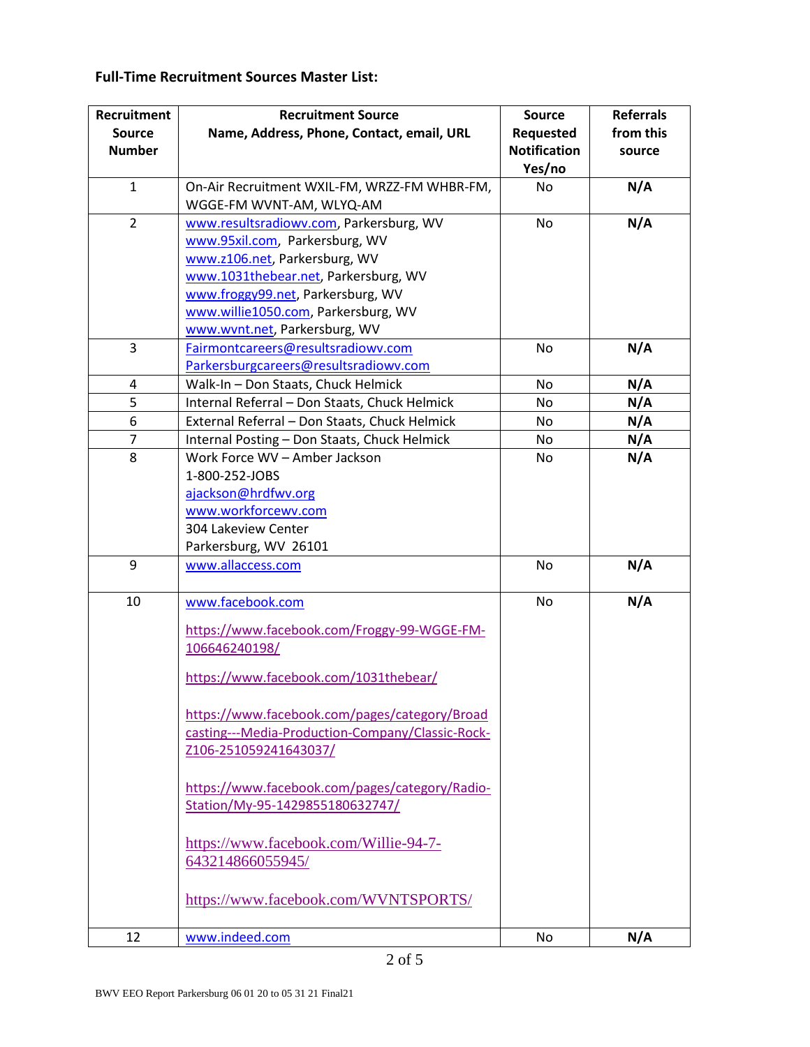**Full-Time Recruitment Sources Master List:**

| Recruitment Source Number | Recruitment Source<br>Name, Address, Phone, Contact, email, URL | Source Requested Notification Yes/no | Referrals from this source |
|---|---|---|---|
| 1 | On-Air Recruitment WXIL-FM, WRZZ-FM WHBR-FM, WGGE-FM WVNT-AM, WLYQ-AM | No | **N/A** |
| 2 | www.resultsradiowv.com, Parkersburg, WV<br>www.95xil.com, Parkersburg, WV<br>www.z106.net, Parkersburg, WV<br>www.1031thebear.net, Parkersburg, WV<br>www.froggy99.net, Parkersburg, WV<br>www.willie1050.com, Parkersburg, WV<br>www.wvnt.net, Parkersburg, WV | No | **N/A** |
| 3 | Fairmontcareers@resultsradiowv.com<br>Parkersburgcareers@resultsradiowv.com | No | **N/A** |
| 4 | Walk-In – Don Staats, Chuck Helmick | No | **N/A** |
| 5 | Internal Referral – Don Staats, Chuck Helmick | No | **N/A** |
| 6 | External Referral – Don Staats, Chuck Helmick | No | **N/A** |
| 7 | Internal Posting – Don Staats, Chuck Helmick | No | **N/A** |
| 8 | Work Force WV – Amber Jackson<br>1-800-252-JOBS<br>ajackson@hrdfwv.org<br>www.workforcewv.com<br>304 Lakeview Center<br>Parkersburg, WV 26101 | No | **N/A** |
| 9 | www.allaccess.com | No | **N/A** |
| 10 | www.facebook.com<br>https://www.facebook.com/Froggy-99-WGGE-FM-106646240198/<br>https://www.facebook.com/1031thebear/<br>https://www.facebook.com/pages/category/Broadcasting---Media-Production-Company/Classic-Rock-Z106-251059241643037/<br>https://www.facebook.com/pages/category/Radio-Station/My-95-1429855180632747/<br>https://www.facebook.com/Willie-94-7-643214866055945/<br>https://www.facebook.com/WVNTSPORTS/ | No | **N/A** |
| 12 | www.indeed.com | No | **N/A** |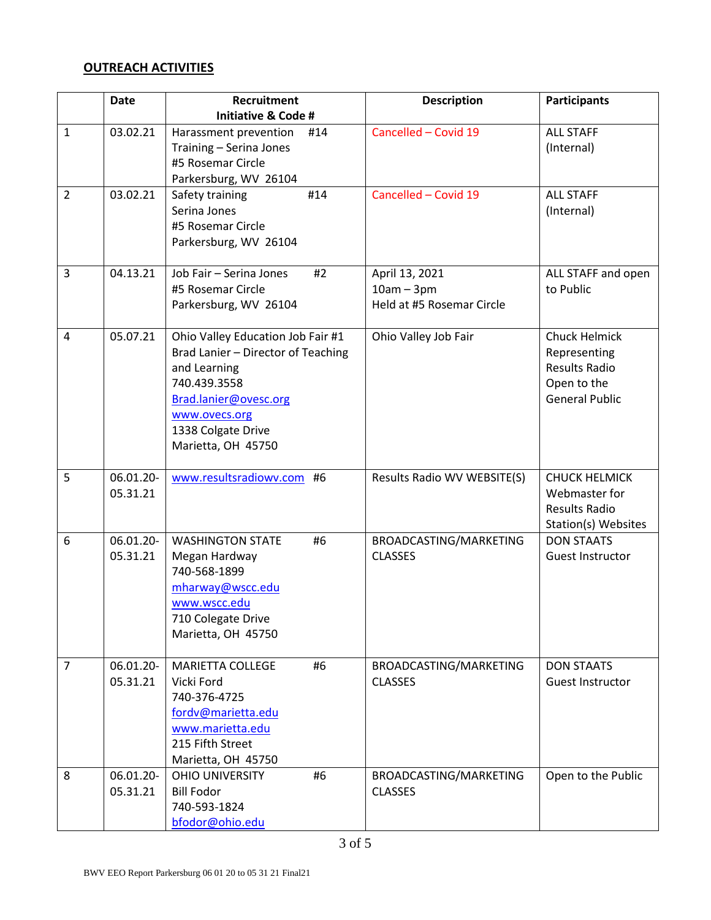## OUTREACH ACTIVITIES

| | Date | Recruitment Initiative & Code # | Description | Participants |
|---|---|---|---|---|
| 1 | 03.02.21 | Harassment prevention #14<br>Training – Serina Jones<br>#5 Rosemar Circle<br>Parkersburg, WV 26104 | Cancelled – Covid 19 | ALL STAFF<br>(Internal) |
| 2 | 03.02.21 | Safety training #14<br>Serina Jones<br>#5 Rosemar Circle<br>Parkersburg, WV 26104 | Cancelled – Covid 19 | ALL STAFF<br>(Internal) |
| 3 | 04.13.21 | Job Fair – Serina Jones #2<br>#5 Rosemar Circle<br>Parkersburg, WV 26104 | April 13, 2021<br>10am – 3pm<br>Held at #5 Rosemar Circle | ALL STAFF and open to Public |
| 4 | 05.07.21 | Ohio Valley Education Job Fair #1<br>Brad Lanier – Director of Teaching and Learning<br>740.439.3558<br>Brad.lanier@ovesc.org<br>www.ovecs.org<br>1338 Colgate Drive<br>Marietta, OH 45750 | Ohio Valley Job Fair | Chuck Helmick<br>Representing Results Radio<br>Open to the General Public |
| 5 | 06.01.20-05.31.21 | www.resultsradiowv.com #6 | Results Radio WV WEBSITE(S) | CHUCK HELMICK<br>Webmaster for Results Radio Station(s) Websites |
| 6 | 06.01.20-05.31.21 | WASHINGTON STATE #6<br>Megan Hardway<br>740-568-1899<br>mharway@wscc.edu<br>www.wscc.edu<br>710 Colegate Drive<br>Marietta, OH 45750 | BROADCASTING/MARKETING CLASSES | DON STAATS<br>Guest Instructor |
| 7 | 06.01.20-05.31.21 | MARIETTA COLLEGE #6<br>Vicki Ford<br>740-376-4725<br>fordv@marietta.edu<br>www.marietta.edu<br>215 Fifth Street<br>Marietta, OH 45750 | BROADCASTING/MARKETING CLASSES | DON STAATS<br>Guest Instructor |
| 8 | 06.01.20-05.31.21 | OHIO UNIVERSITY #6<br>Bill Fodor<br>740-593-1824<br>bfodor@ohio.edu | BROADCASTING/MARKETING CLASSES | Open to the Public |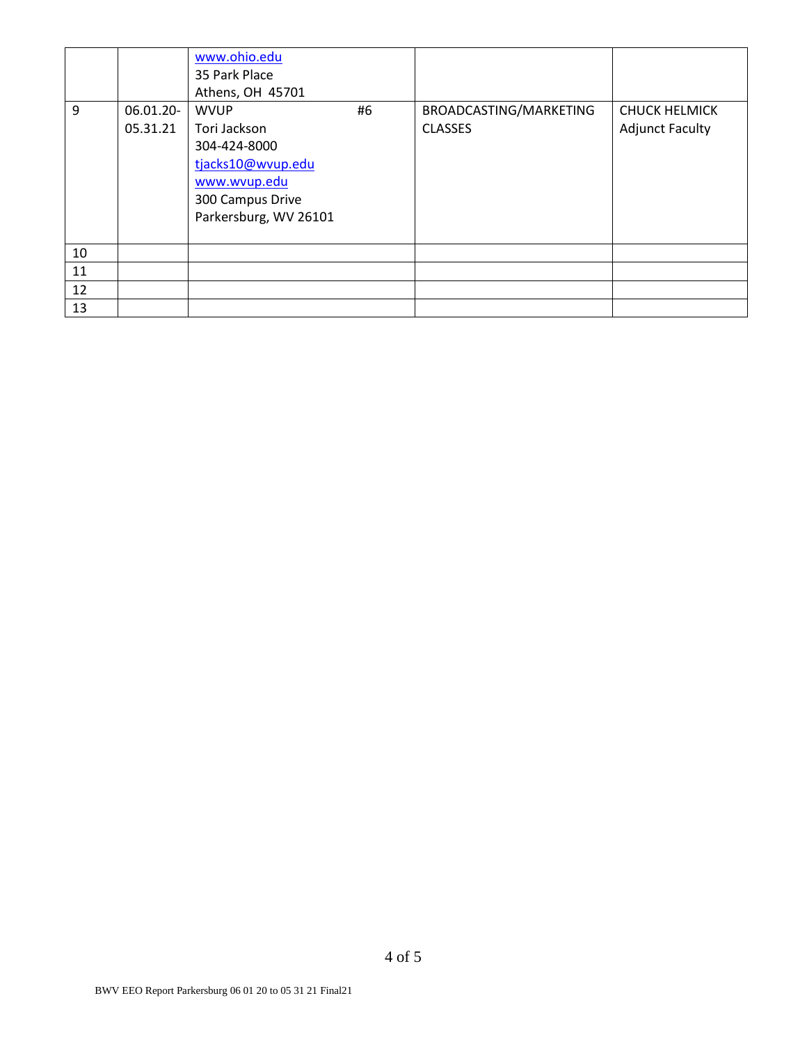| | | | | |
|---|---|---|---|---|
| | | www.ohio.edu<br>35 Park Place<br>Athens, OH 45701 | | |
| 9 | 06.01.20-05.31.21 | WVUP #6<br>Tori Jackson<br>304-424-8000<br>tjacks10@wvup.edu<br>www.wvup.edu<br>300 Campus Drive<br>Parkersburg, WV 26101 | BROADCASTING/MARKETING CLASSES | CHUCK HELMICK<br>Adjunct Faculty |
| 10 | | | | |
| 11 | | | | |
| 12 | | | | |
| 13 | | | | |

BWV EEO Report Parkersburg 06 01 20 to 05 31 21 Final21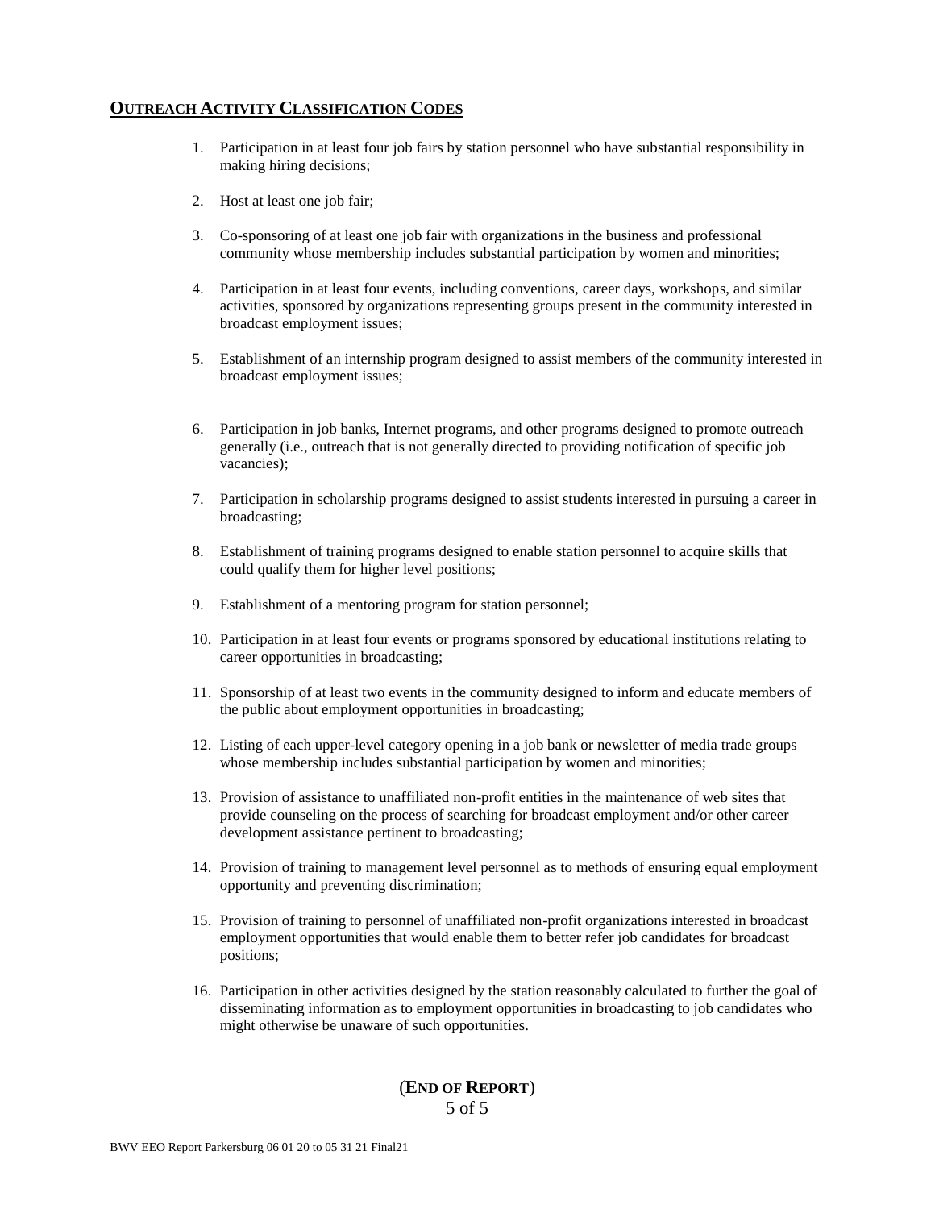## OUTREACH ACTIVITY CLASSIFICATION CODES

1. Participation in at least four job fairs by station personnel who have substantial responsibility in making hiring decisions;
2. Host at least one job fair;
3. Co-sponsoring of at least one job fair with organizations in the business and professional community whose membership includes substantial participation by women and minorities;
4. Participation in at least four events, including conventions, career days, workshops, and similar activities, sponsored by organizations representing groups present in the community interested in broadcast employment issues;
5. Establishment of an internship program designed to assist members of the community interested in broadcast employment issues;
6. Participation in job banks, Internet programs, and other programs designed to promote outreach generally (i.e., outreach that is not generally directed to providing notification of specific job vacancies);
7. Participation in scholarship programs designed to assist students interested in pursuing a career in broadcasting;
8. Establishment of training programs designed to enable station personnel to acquire skills that could qualify them for higher level positions;
9. Establishment of a mentoring program for station personnel;
10. Participation in at least four events or programs sponsored by educational institutions relating to career opportunities in broadcasting;
11. Sponsorship of at least two events in the community designed to inform and educate members of the public about employment opportunities in broadcasting;
12. Listing of each upper-level category opening in a job bank or newsletter of media trade groups whose membership includes substantial participation by women and minorities;
13. Provision of assistance to unaffiliated non-profit entities in the maintenance of web sites that provide counseling on the process of searching for broadcast employment and/or other career development assistance pertinent to broadcasting;
14. Provision of training to management level personnel as to methods of ensuring equal employment opportunity and preventing discrimination;
15. Provision of training to personnel of unaffiliated non-profit organizations interested in broadcast employment opportunities that would enable them to better refer job candidates for broadcast positions;
16. Participation in other activities designed by the station reasonably calculated to further the goal of disseminating information as to employment opportunities in broadcasting to job candidates who might otherwise be unaware of such opportunities.

(**END OF REPORT**)